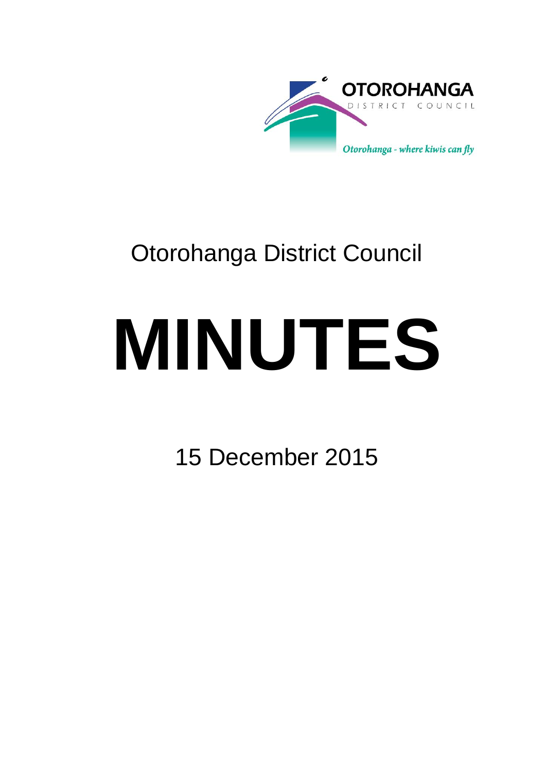OTOROHANGA

DISTRICT COUNCIL

*Otorohanga - where kiwis can fly*

Otorohanga District Council

# MINUTES

15 December 2015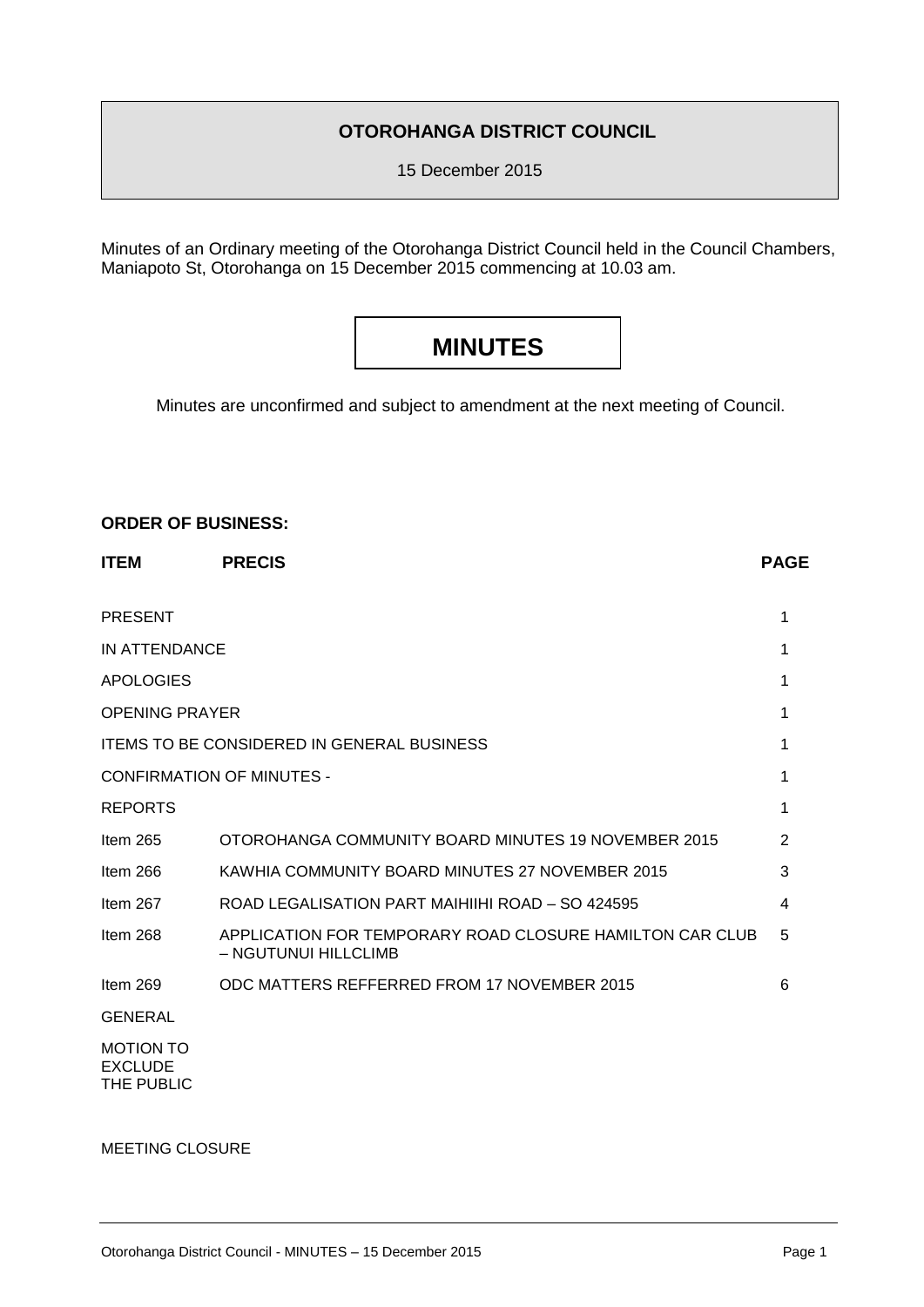**OTOROHANGA DISTRICT COUNCIL**

15 December 2015

Minutes of an Ordinary meeting of the Otorohanga District Council held in the Council Chambers, Maniapoto St, Otorohanga on 15 December 2015 commencing at 10.03 am.

# MINUTES

Minutes are unconfirmed and subject to amendment at the next meeting of Council.

**ORDER OF BUSINESS:**

| ITEM | PRECIS | PAGE |
|---|---|---|
| PRESENT | | 1 |
| IN ATTENDANCE | | 1 |
| APOLOGIES | | 1 |
| OPENING PRAYER | | 1 |
| ITEMS TO BE CONSIDERED IN GENERAL BUSINESS | | 1 |
| CONFIRMATION OF MINUTES - | | 1 |
| REPORTS | | 1 |
| Item 265 | OTOROHANGA COMMUNITY BOARD MINUTES 19 NOVEMBER 2015 | 2 |
| Item 266 | KAWHIA COMMUNITY BOARD MINUTES 27 NOVEMBER 2015 | 3 |
| Item 267 | ROAD LEGALISATION PART MAIHIIHI ROAD – SO 424595 | 4 |
| Item 268 | APPLICATION FOR TEMPORARY ROAD CLOSURE HAMILTON CAR CLUB – NGUTUNUI HILLCLIMB | 5 |
| Item 269 | ODC MATTERS REFFERRED FROM 17 NOVEMBER 2015 | 6 |
| GENERAL | | |
| MOTION TO EXCLUDE THE PUBLIC | | |
| MEETING CLOSURE | | |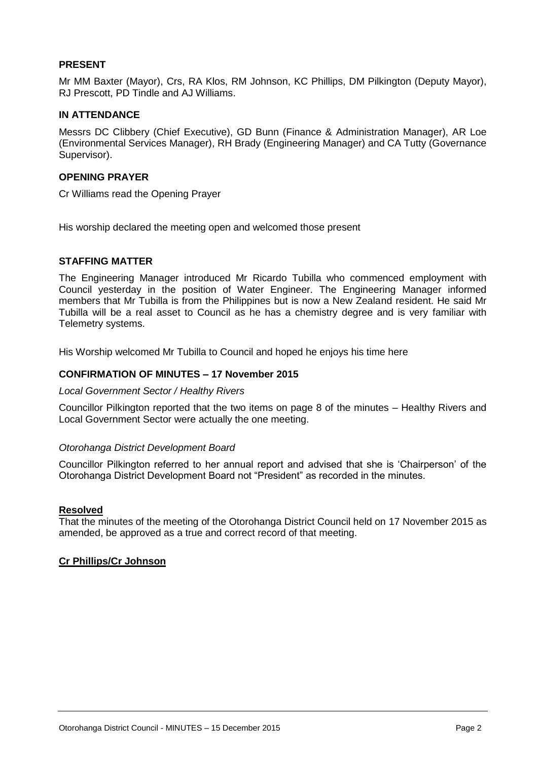## PRESENT

Mr MM Baxter (Mayor), Crs, RA Klos, RM Johnson, KC Phillips, DM Pilkington (Deputy Mayor), RJ Prescott, PD Tindle and AJ Williams.

## IN ATTENDANCE

Messrs DC Clibbery (Chief Executive), GD Bunn (Finance & Administration Manager), AR Loe (Environmental Services Manager), RH Brady (Engineering Manager) and CA Tutty (Governance Supervisor).

## OPENING PRAYER

Cr Williams read the Opening Prayer

His worship declared the meeting open and welcomed those present

## STAFFING MATTER

The Engineering Manager introduced Mr Ricardo Tubilla who commenced employment with Council yesterday in the position of Water Engineer. The Engineering Manager informed members that Mr Tubilla is from the Philippines but is now a New Zealand resident. He said Mr Tubilla will be a real asset to Council as he has a chemistry degree and is very familiar with Telemetry systems.

His Worship welcomed Mr Tubilla to Council and hoped he enjoys his time here

## CONFIRMATION OF MINUTES – 17 November 2015

*Local Government Sector / Healthy Rivers*

Councillor Pilkington reported that the two items on page 8 of the minutes – Healthy Rivers and Local Government Sector were actually the one meeting.

*Otorohanga District Development Board*

Councillor Pilkington referred to her annual report and advised that she is 'Chairperson' of the Otorohanga District Development Board not "President" as recorded in the minutes.

**Resolved**

That the minutes of the meeting of the Otorohanga District Council held on 17 November 2015 as amended, be approved as a true and correct record of that meeting.

**Cr Phillips/Cr Johnson**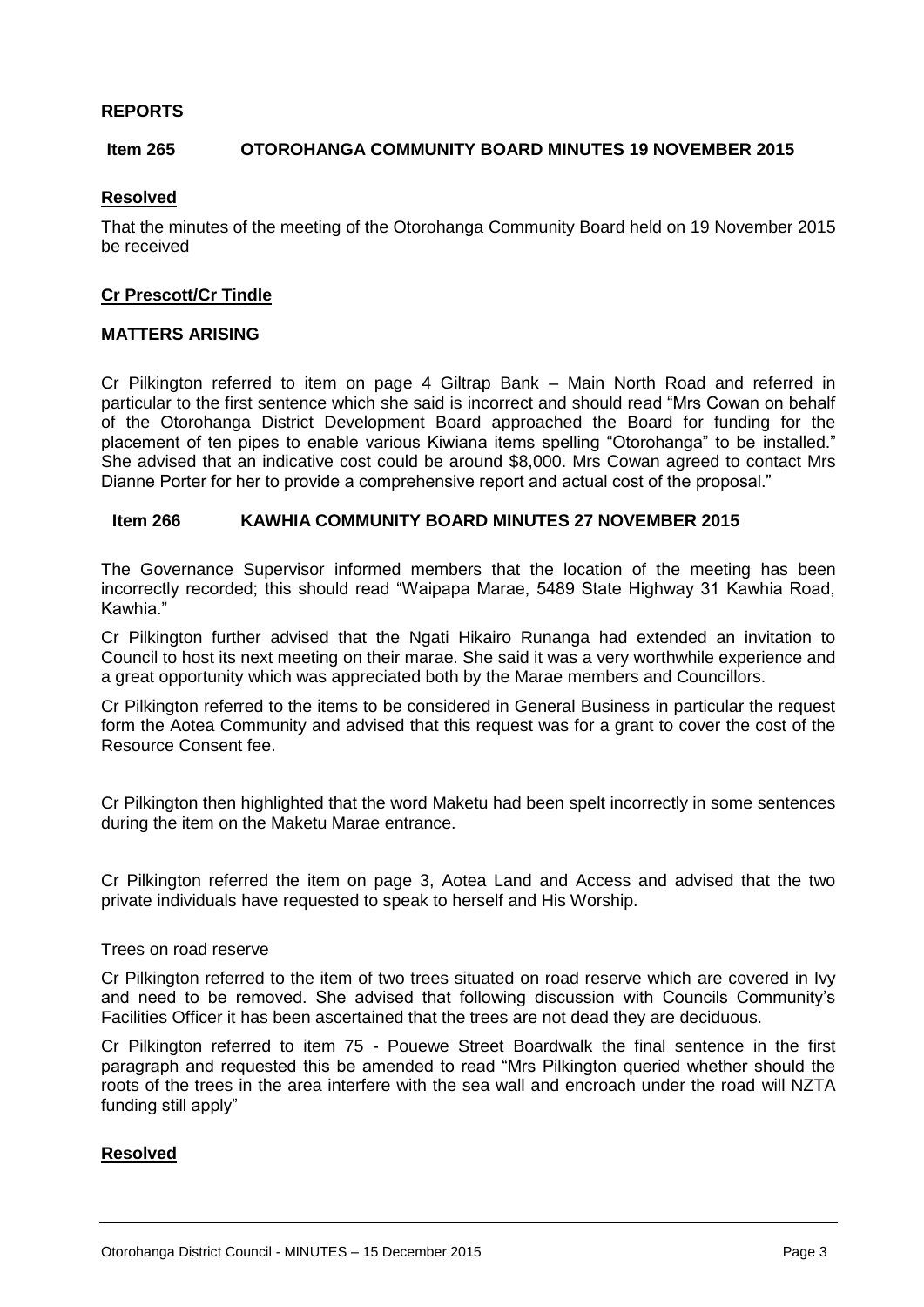**REPORTS**

**Item 265 OTOROHANGA COMMUNITY BOARD MINUTES 19 NOVEMBER 2015**

**Resolved**

That the minutes of the meeting of the Otorohanga Community Board held on 19 November 2015 be received

**Cr Prescott/Cr Tindle**

**MATTERS ARISING**

Cr Pilkington referred to item on page 4 Giltrap Bank – Main North Road and referred in particular to the first sentence which she said is incorrect and should read "Mrs Cowan on behalf of the Otorohanga District Development Board approached the Board for funding for the placement of ten pipes to enable various Kiwiana items spelling "Otorohanga" to be installed." She advised that an indicative cost could be around $8,000. Mrs Cowan agreed to contact Mrs Dianne Porter for her to provide a comprehensive report and actual cost of the proposal."

**Item 266 KAWHIA COMMUNITY BOARD MINUTES 27 NOVEMBER 2015**

The Governance Supervisor informed members that the location of the meeting has been incorrectly recorded; this should read "Waipapa Marae, 5489 State Highway 31 Kawhia Road, Kawhia."

Cr Pilkington further advised that the Ngati Hikairo Runanga had extended an invitation to Council to host its next meeting on their marae. She said it was a very worthwhile experience and a great opportunity which was appreciated both by the Marae members and Councillors.

Cr Pilkington referred to the items to be considered in General Business in particular the request form the Aotea Community and advised that this request was for a grant to cover the cost of the Resource Consent fee.

Cr Pilkington then highlighted that the word Maketu had been spelt incorrectly in some sentences during the item on the Maketu Marae entrance.

Cr Pilkington referred the item on page 3, Aotea Land and Access and advised that the two private individuals have requested to speak to herself and His Worship.

Trees on road reserve

Cr Pilkington referred to the item of two trees situated on road reserve which are covered in Ivy and need to be removed. She advised that following discussion with Councils Community's Facilities Officer it has been ascertained that the trees are not dead they are deciduous.

Cr Pilkington referred to item 75 - Pouewe Street Boardwalk the final sentence in the first paragraph and requested this be amended to read "Mrs Pilkington queried whether should the roots of the trees in the area interfere with the sea wall and encroach under the road will NZTA funding still apply"

**Resolved**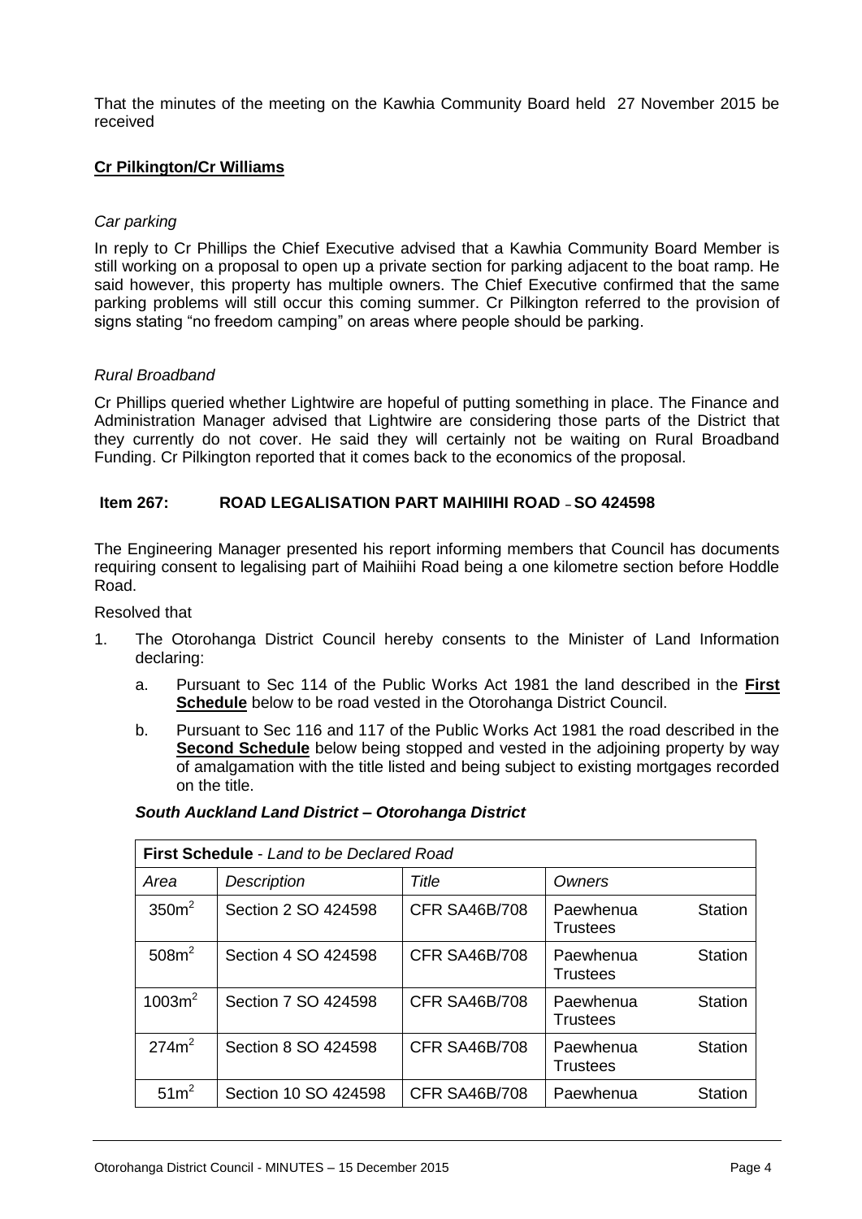That the minutes of the meeting on the Kawhia Community Board held 27 November 2015 be received

**Cr Pilkington/Cr Williams**

*Car parking*

In reply to Cr Phillips the Chief Executive advised that a Kawhia Community Board Member is still working on a proposal to open up a private section for parking adjacent to the boat ramp. He said however, this property has multiple owners. The Chief Executive confirmed that the same parking problems will still occur this coming summer. Cr Pilkington referred to the provision of signs stating "no freedom camping" on areas where people should be parking.

*Rural Broadband*

Cr Phillips queried whether Lightwire are hopeful of putting something in place. The Finance and Administration Manager advised that Lightwire are considering those parts of the District that they currently do not cover. He said they will certainly not be waiting on Rural Broadband Funding. Cr Pilkington reported that it comes back to the economics of the proposal.

### Item 267: ROAD LEGALISATION PART MAIHIIHI ROAD – SO 424598

The Engineering Manager presented his report informing members that Council has documents requiring consent to legalising part of Maihiihi Road being a one kilometre section before Hoddle Road.

Resolved that

1. The Otorohanga District Council hereby consents to the Minister of Land Information declaring:
    a. Pursuant to Sec 114 of the Public Works Act 1981 the land described in the **First Schedule** below to be road vested in the Otorohanga District Council.
    b. Pursuant to Sec 116 and 117 of the Public Works Act 1981 the road described in the **Second Schedule** below being stopped and vested in the adjoining property by way of amalgamation with the title listed and being subject to existing mortgages recorded on the title.

***South Auckland Land District – Otorohanga District***

| **First Schedule** - *Land to be Declared Road* | | | |
|---|---|---|---|
| *Area* | *Description* | *Title* | *Owners* |
| 350m² | Section 2 SO 424598 | CFR SA46B/708 | Paewhenua Station Trustees |
| 508m² | Section 4 SO 424598 | CFR SA46B/708 | Paewhenua Station Trustees |
| 1003m² | Section 7 SO 424598 | CFR SA46B/708 | Paewhenua Station Trustees |
| 274m² | Section 8 SO 424598 | CFR SA46B/708 | Paewhenua Station Trustees |
| 51m² | Section 10 SO 424598 | CFR SA46B/708 | Paewhenua Station |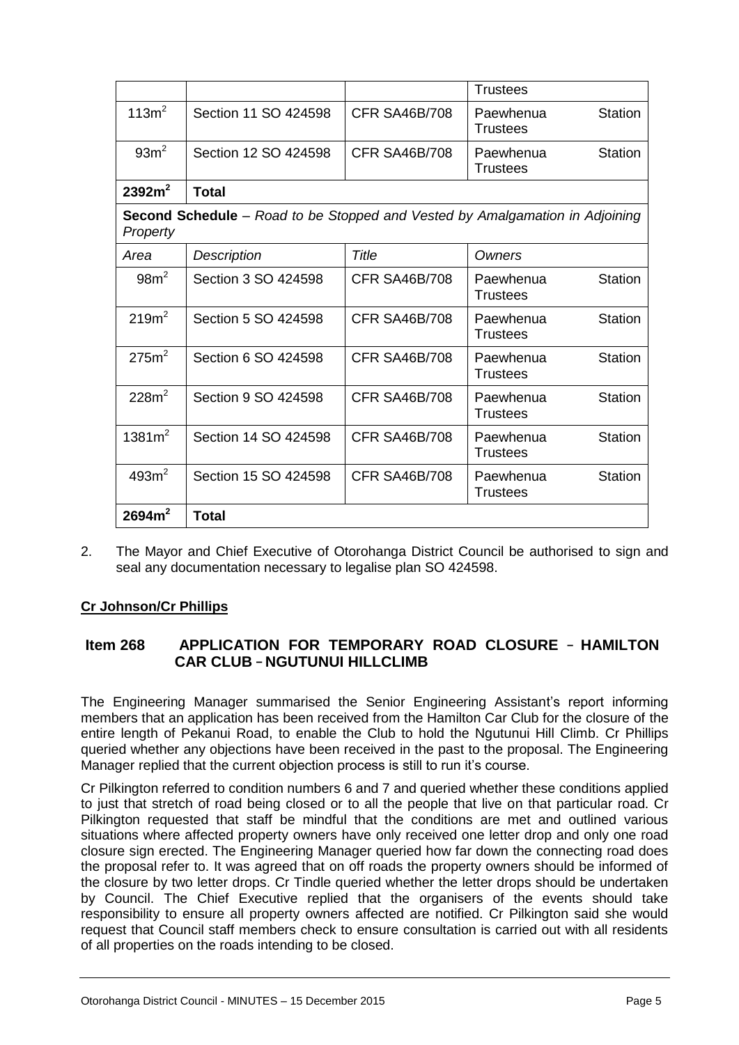| | | | |
|---|---|---|---|
| | | | Trustees |
| $113m^2$ | Section 11 SO 424598 | CFR SA46B/708 | Paewhenua Station Trustees |
| $93m^2$ | Section 12 SO 424598 | CFR SA46B/708 | Paewhenua Station Trustees |
| **$2392m^2$** | **Total** | | |
| **Second Schedule** – *Road to be Stopped and Vested by Amalgamation in Adjoining Property* | | | |
| *Area* | *Description* | *Title* | *Owners* |
| $98m^2$ | Section 3 SO 424598 | CFR SA46B/708 | Paewhenua Station Trustees |
| $219m^2$ | Section 5 SO 424598 | CFR SA46B/708 | Paewhenua Station Trustees |
| $275m^2$ | Section 6 SO 424598 | CFR SA46B/708 | Paewhenua Station Trustees |
| $228m^2$ | Section 9 SO 424598 | CFR SA46B/708 | Paewhenua Station Trustees |
| $1381m^2$ | Section 14 SO 424598 | CFR SA46B/708 | Paewhenua Station Trustees |
| $493m^2$ | Section 15 SO 424598 | CFR SA46B/708 | Paewhenua Station Trustees |
| **$2694m^2$** | **Total** | | |

2. The Mayor and Chief Executive of Otorohanga District Council be authorised to sign and seal any documentation necessary to legalise plan SO 424598.

**Cr Johnson/Cr Phillips**

## Item 268 APPLICATION FOR TEMPORARY ROAD CLOSURE – HAMILTON CAR CLUB – NGUTUNUI HILLCLIMB

The Engineering Manager summarised the Senior Engineering Assistant's report informing members that an application has been received from the Hamilton Car Club for the closure of the entire length of Pekanui Road, to enable the Club to hold the Ngutunui Hill Climb. Cr Phillips queried whether any objections have been received in the past to the proposal. The Engineering Manager replied that the current objection process is still to run it's course.

Cr Pilkington referred to condition numbers 6 and 7 and queried whether these conditions applied to just that stretch of road being closed or to all the people that live on that particular road. Cr Pilkington requested that staff be mindful that the conditions are met and outlined various situations where affected property owners have only received one letter drop and only one road closure sign erected. The Engineering Manager queried how far down the connecting road does the proposal refer to. It was agreed that on off roads the property owners should be informed of the closure by two letter drops. Cr Tindle queried whether the letter drops should be undertaken by Council. The Chief Executive replied that the organisers of the events should take responsibility to ensure all property owners affected are notified. Cr Pilkington said she would request that Council staff members check to ensure consultation is carried out with all residents of all properties on the roads intending to be closed.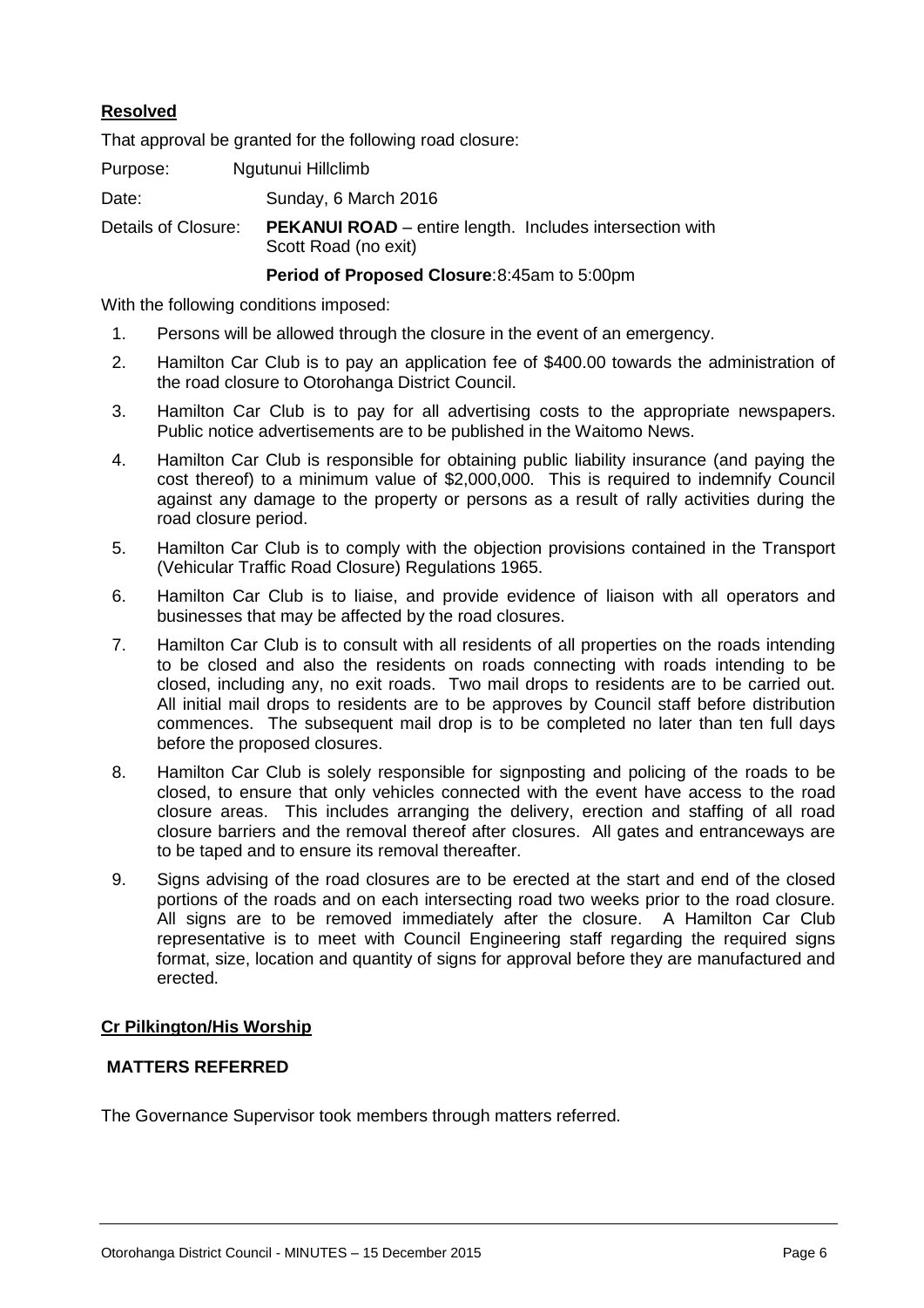**Resolved**

That approval be granted for the following road closure:

Purpose: Ngutunui Hillclimb

Date: Sunday, 6 March 2016

Details of Closure: **PEKANUI ROAD** – entire length. Includes intersection with Scott Road (no exit)

**Period of Proposed Closure**:8:45am to 5:00pm

With the following conditions imposed:

1. Persons will be allowed through the closure in the event of an emergency.
2. Hamilton Car Club is to pay an application fee of $400.00 towards the administration of the road closure to Otorohanga District Council.
3. Hamilton Car Club is to pay for all advertising costs to the appropriate newspapers. Public notice advertisements are to be published in the Waitomo News.
4. Hamilton Car Club is responsible for obtaining public liability insurance (and paying the cost thereof) to a minimum value of $2,000,000. This is required to indemnify Council against any damage to the property or persons as a result of rally activities during the road closure period.
5. Hamilton Car Club is to comply with the objection provisions contained in the Transport (Vehicular Traffic Road Closure) Regulations 1965.
6. Hamilton Car Club is to liaise, and provide evidence of liaison with all operators and businesses that may be affected by the road closures.
7. Hamilton Car Club is to consult with all residents of all properties on the roads intending to be closed and also the residents on roads connecting with roads intending to be closed, including any, no exit roads. Two mail drops to residents are to be carried out. All initial mail drops to residents are to be approves by Council staff before distribution commences. The subsequent mail drop is to be completed no later than ten full days before the proposed closures.
8. Hamilton Car Club is solely responsible for signposting and policing of the roads to be closed, to ensure that only vehicles connected with the event have access to the road closure areas. This includes arranging the delivery, erection and staffing of all road closure barriers and the removal thereof after closures. All gates and entranceways are to be taped and to ensure its removal thereafter.
9. Signs advising of the road closures are to be erected at the start and end of the closed portions of the roads and on each intersecting road two weeks prior to the road closure. All signs are to be removed immediately after the closure. A Hamilton Car Club representative is to meet with Council Engineering staff regarding the required signs format, size, location and quantity of signs for approval before they are manufactured and erected.

**Cr Pilkington/His Worship**

**MATTERS REFERRED**

The Governance Supervisor took members through matters referred.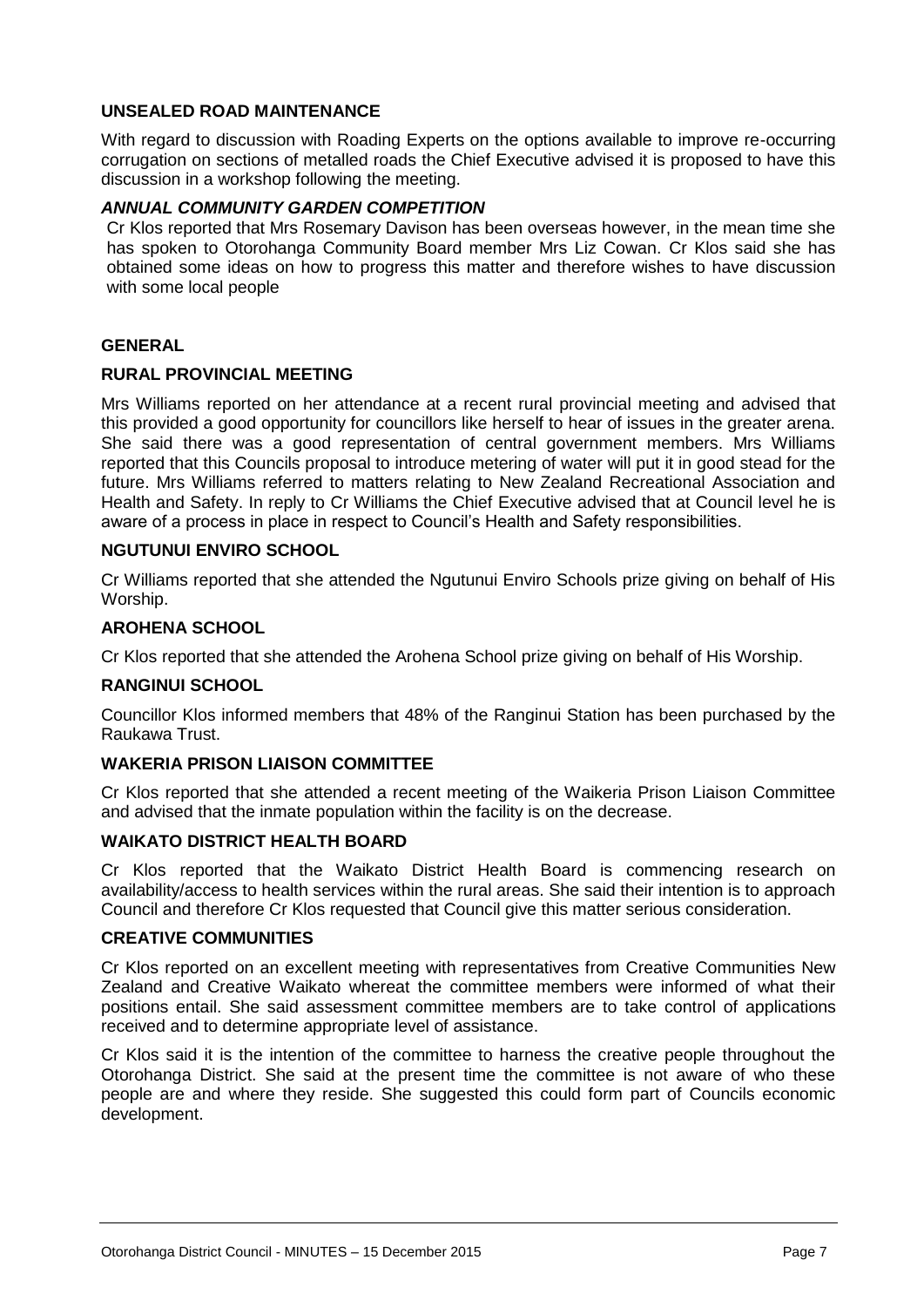**UNSEALED ROAD MAINTENANCE**

With regard to discussion with Roading Experts on the options available to improve re-occurring corrugation on sections of metalled roads the Chief Executive advised it is proposed to have this discussion in a workshop following the meeting.

***ANNUAL COMMUNITY GARDEN COMPETITION***

Cr Klos reported that Mrs Rosemary Davison has been overseas however, in the mean time she has spoken to Otorohanga Community Board member Mrs Liz Cowan. Cr Klos said she has obtained some ideas on how to progress this matter and therefore wishes to have discussion with some local people

**GENERAL**

**RURAL PROVINCIAL MEETING**

Mrs Williams reported on her attendance at a recent rural provincial meeting and advised that this provided a good opportunity for councillors like herself to hear of issues in the greater arena. She said there was a good representation of central government members. Mrs Williams reported that this Councils proposal to introduce metering of water will put it in good stead for the future. Mrs Williams referred to matters relating to New Zealand Recreational Association and Health and Safety. In reply to Cr Williams the Chief Executive advised that at Council level he is aware of a process in place in respect to Council's Health and Safety responsibilities.

**NGUTUNUI ENVIRO SCHOOL**

Cr Williams reported that she attended the Ngutunui Enviro Schools prize giving on behalf of His Worship.

**AROHENA SCHOOL**

Cr Klos reported that she attended the Arohena School prize giving on behalf of His Worship.

**RANGINUI SCHOOL**

Councillor Klos informed members that 48% of the Ranginui Station has been purchased by the Raukawa Trust.

**WAKERIA PRISON LIAISON COMMITTEE**

Cr Klos reported that she attended a recent meeting of the Waikeria Prison Liaison Committee and advised that the inmate population within the facility is on the decrease.

**WAIKATO DISTRICT HEALTH BOARD**

Cr Klos reported that the Waikato District Health Board is commencing research on availability/access to health services within the rural areas. She said their intention is to approach Council and therefore Cr Klos requested that Council give this matter serious consideration.

**CREATIVE COMMUNITIES**

Cr Klos reported on an excellent meeting with representatives from Creative Communities New Zealand and Creative Waikato whereat the committee members were informed of what their positions entail. She said assessment committee members are to take control of applications received and to determine appropriate level of assistance.

Cr Klos said it is the intention of the committee to harness the creative people throughout the Otorohanga District. She said at the present time the committee is not aware of who these people are and where they reside. She suggested this could form part of Councils economic development.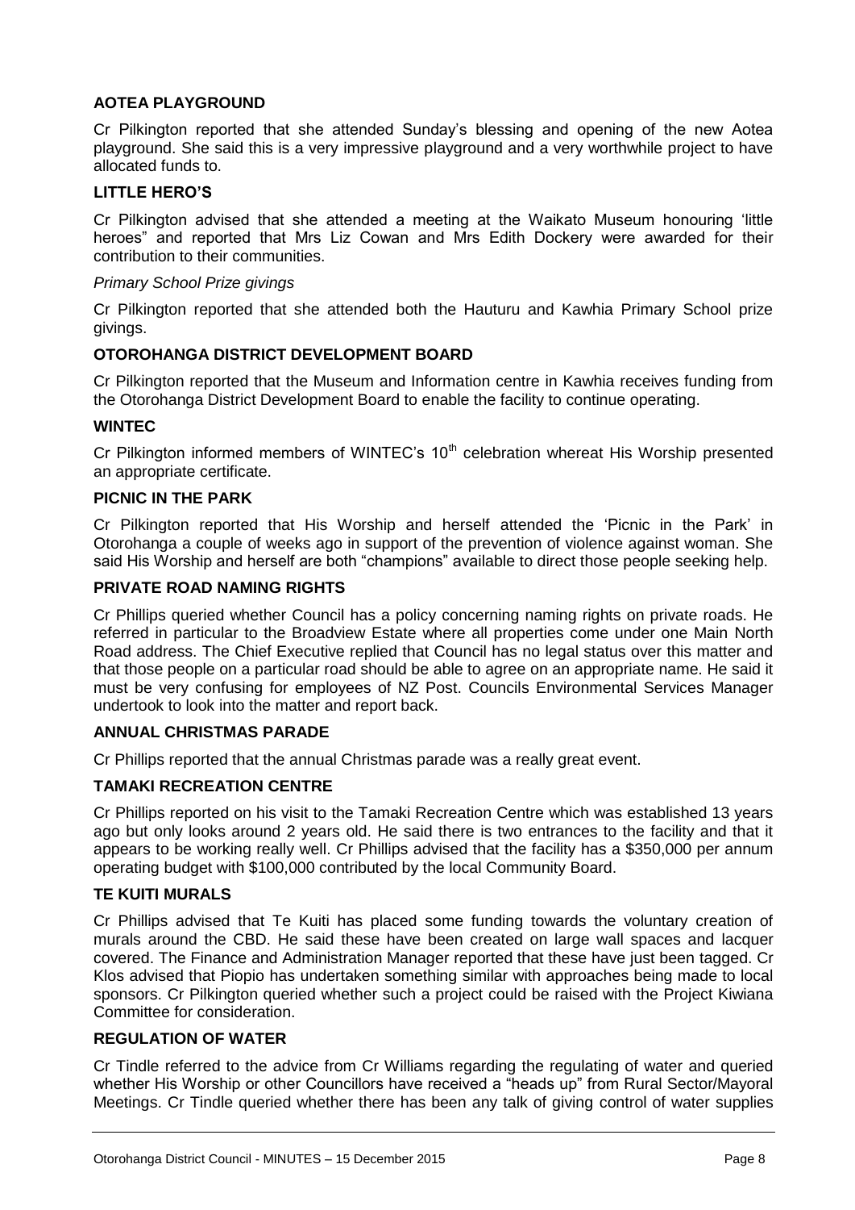### AOTEA PLAYGROUND

Cr Pilkington reported that she attended Sunday's blessing and opening of the new Aotea playground. She said this is a very impressive playground and a very worthwhile project to have allocated funds to.

### LITTLE HERO'S

Cr Pilkington advised that she attended a meeting at the Waikato Museum honouring 'little heroes" and reported that Mrs Liz Cowan and Mrs Edith Dockery were awarded for their contribution to their communities.

*Primary School Prize givings*

Cr Pilkington reported that she attended both the Hauturu and Kawhia Primary School prize givings.

### OTOROHANGA DISTRICT DEVELOPMENT BOARD

Cr Pilkington reported that the Museum and Information centre in Kawhia receives funding from the Otorohanga District Development Board to enable the facility to continue operating.

### WINTEC

Cr Pilkington informed members of WINTEC's 10th celebration whereat His Worship presented an appropriate certificate.

### PICNIC IN THE PARK

Cr Pilkington reported that His Worship and herself attended the 'Picnic in the Park' in Otorohanga a couple of weeks ago in support of the prevention of violence against woman. She said His Worship and herself are both "champions" available to direct those people seeking help.

### PRIVATE ROAD NAMING RIGHTS

Cr Phillips queried whether Council has a policy concerning naming rights on private roads. He referred in particular to the Broadview Estate where all properties come under one Main North Road address. The Chief Executive replied that Council has no legal status over this matter and that those people on a particular road should be able to agree on an appropriate name. He said it must be very confusing for employees of NZ Post. Councils Environmental Services Manager undertook to look into the matter and report back.

### ANNUAL CHRISTMAS PARADE

Cr Phillips reported that the annual Christmas parade was a really great event.

### TAMAKI RECREATION CENTRE

Cr Phillips reported on his visit to the Tamaki Recreation Centre which was established 13 years ago but only looks around 2 years old. He said there is two entrances to the facility and that it appears to be working really well. Cr Phillips advised that the facility has a $350,000 per annum operating budget with $100,000 contributed by the local Community Board.

### TE KUITI MURALS

Cr Phillips advised that Te Kuiti has placed some funding towards the voluntary creation of murals around the CBD. He said these have been created on large wall spaces and lacquer covered. The Finance and Administration Manager reported that these have just been tagged. Cr Klos advised that Piopio has undertaken something similar with approaches being made to local sponsors. Cr Pilkington queried whether such a project could be raised with the Project Kiwiana Committee for consideration.

### REGULATION OF WATER

Cr Tindle referred to the advice from Cr Williams regarding the regulating of water and queried whether His Worship or other Councillors have received a "heads up" from Rural Sector/Mayoral Meetings. Cr Tindle queried whether there has been any talk of giving control of water supplies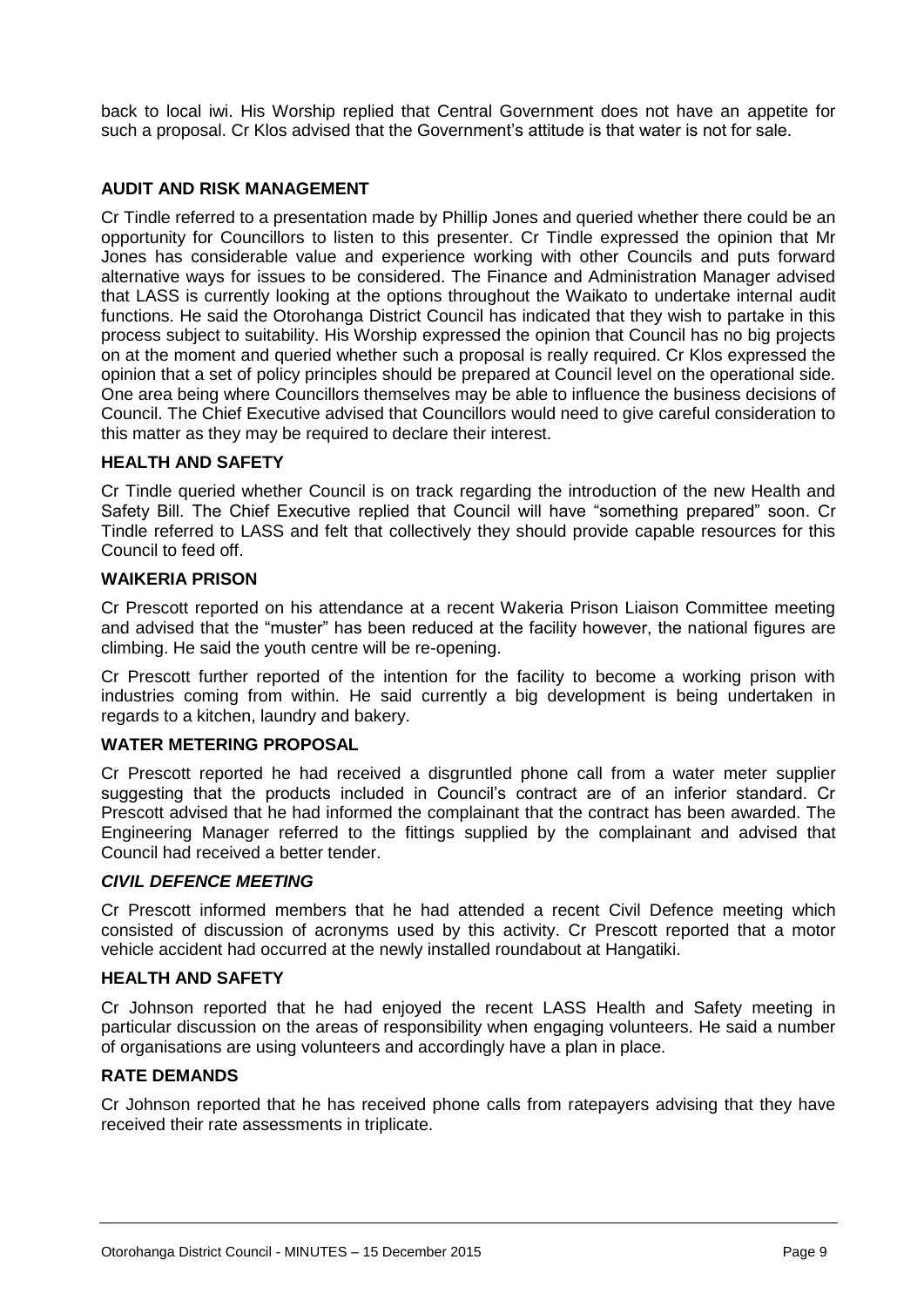back to local iwi. His Worship replied that Central Government does not have an appetite for such a proposal. Cr Klos advised that the Government's attitude is that water is not for sale.

**AUDIT AND RISK MANAGEMENT**

Cr Tindle referred to a presentation made by Phillip Jones and queried whether there could be an opportunity for Councillors to listen to this presenter. Cr Tindle expressed the opinion that Mr Jones has considerable value and experience working with other Councils and puts forward alternative ways for issues to be considered. The Finance and Administration Manager advised that LASS is currently looking at the options throughout the Waikato to undertake internal audit functions. He said the Otorohanga District Council has indicated that they wish to partake in this process subject to suitability. His Worship expressed the opinion that Council has no big projects on at the moment and queried whether such a proposal is really required. Cr Klos expressed the opinion that a set of policy principles should be prepared at Council level on the operational side. One area being where Councillors themselves may be able to influence the business decisions of Council. The Chief Executive advised that Councillors would need to give careful consideration to this matter as they may be required to declare their interest.

**HEALTH AND SAFETY**

Cr Tindle queried whether Council is on track regarding the introduction of the new Health and Safety Bill. The Chief Executive replied that Council will have "something prepared" soon. Cr Tindle referred to LASS and felt that collectively they should provide capable resources for this Council to feed off.

**WAIKERIA PRISON**

Cr Prescott reported on his attendance at a recent Wakeria Prison Liaison Committee meeting and advised that the "muster" has been reduced at the facility however, the national figures are climbing. He said the youth centre will be re-opening.

Cr Prescott further reported of the intention for the facility to become a working prison with industries coming from within. He said currently a big development is being undertaken in regards to a kitchen, laundry and bakery.

**WATER METERING PROPOSAL**

Cr Prescott reported he had received a disgruntled phone call from a water meter supplier suggesting that the products included in Council's contract are of an inferior standard. Cr Prescott advised that he had informed the complainant that the contract has been awarded. The Engineering Manager referred to the fittings supplied by the complainant and advised that Council had received a better tender.

***CIVIL DEFENCE MEETING***

Cr Prescott informed members that he had attended a recent Civil Defence meeting which consisted of discussion of acronyms used by this activity. Cr Prescott reported that a motor vehicle accident had occurred at the newly installed roundabout at Hangatiki.

**HEALTH AND SAFETY**

Cr Johnson reported that he had enjoyed the recent LASS Health and Safety meeting in particular discussion on the areas of responsibility when engaging volunteers. He said a number of organisations are using volunteers and accordingly have a plan in place.

**RATE DEMANDS**

Cr Johnson reported that he has received phone calls from ratepayers advising that they have received their rate assessments in triplicate.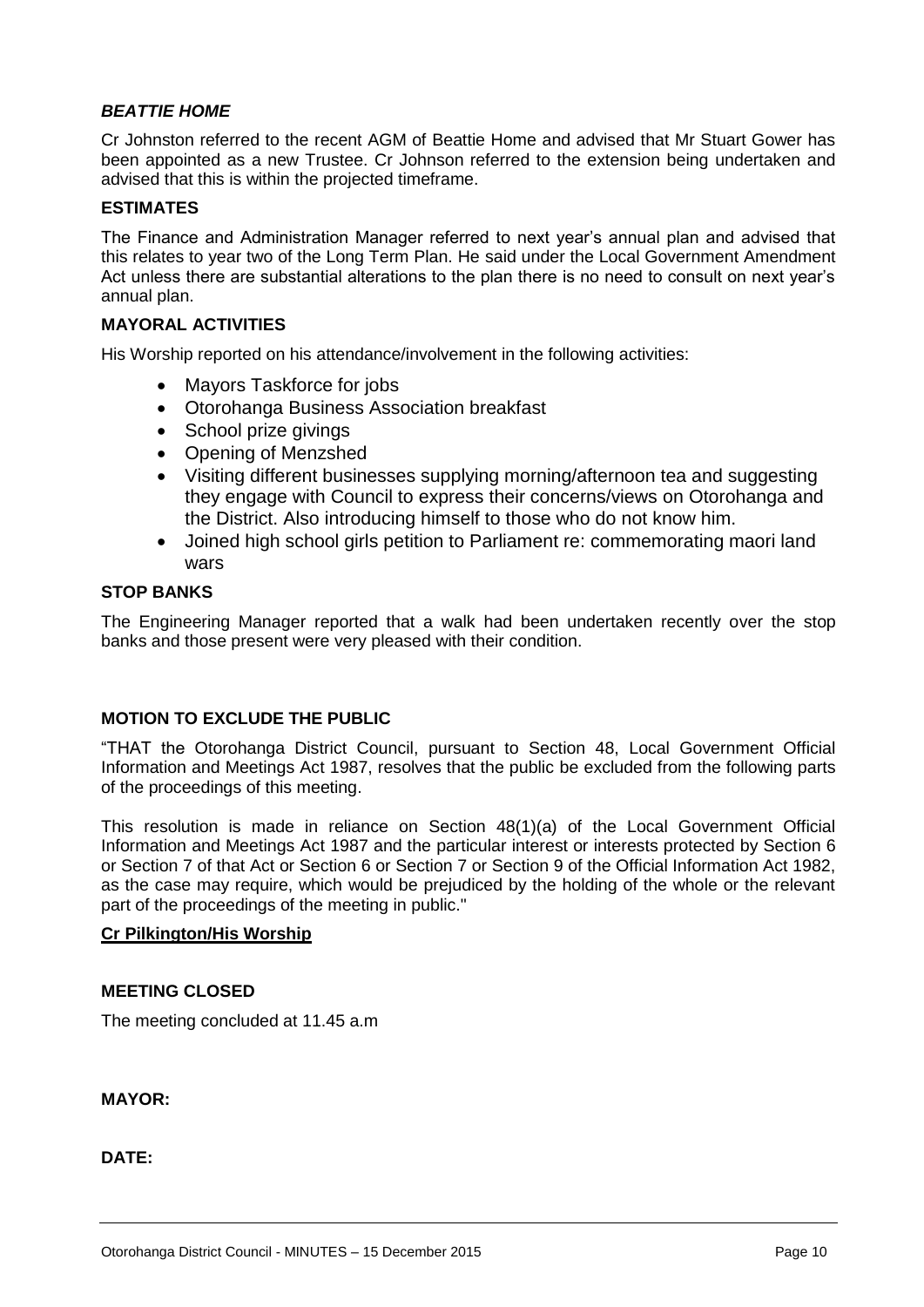### *BEATTIE HOME*

Cr Johnston referred to the recent AGM of Beattie Home and advised that Mr Stuart Gower has been appointed as a new Trustee. Cr Johnson referred to the extension being undertaken and advised that this is within the projected timeframe.

### ESTIMATES

The Finance and Administration Manager referred to next year's annual plan and advised that this relates to year two of the Long Term Plan. He said under the Local Government Amendment Act unless there are substantial alterations to the plan there is no need to consult on next year's annual plan.

### MAYORAL ACTIVITIES

His Worship reported on his attendance/involvement in the following activities:

- Mayors Taskforce for jobs
- Otorohanga Business Association breakfast
- School prize givings
- Opening of Menzshed
- Visiting different businesses supplying morning/afternoon tea and suggesting they engage with Council to express their concerns/views on Otorohanga and the District. Also introducing himself to those who do not know him.
- Joined high school girls petition to Parliament re: commemorating maori land wars

### STOP BANKS

The Engineering Manager reported that a walk had been undertaken recently over the stop banks and those present were very pleased with their condition.

### MOTION TO EXCLUDE THE PUBLIC

"THAT the Otorohanga District Council, pursuant to Section 48, Local Government Official Information and Meetings Act 1987, resolves that the public be excluded from the following parts of the proceedings of this meeting.

This resolution is made in reliance on Section 48(1)(a) of the Local Government Official Information and Meetings Act 1987 and the particular interest or interests protected by Section 6 or Section 7 of that Act or Section 6 or Section 7 or Section 9 of the Official Information Act 1982, as the case may require, which would be prejudiced by the holding of the whole or the relevant part of the proceedings of the meeting in public."

**Cr Pilkington/His Worship**

### MEETING CLOSED

The meeting concluded at 11.45 a.m

**MAYOR:**

**DATE:**